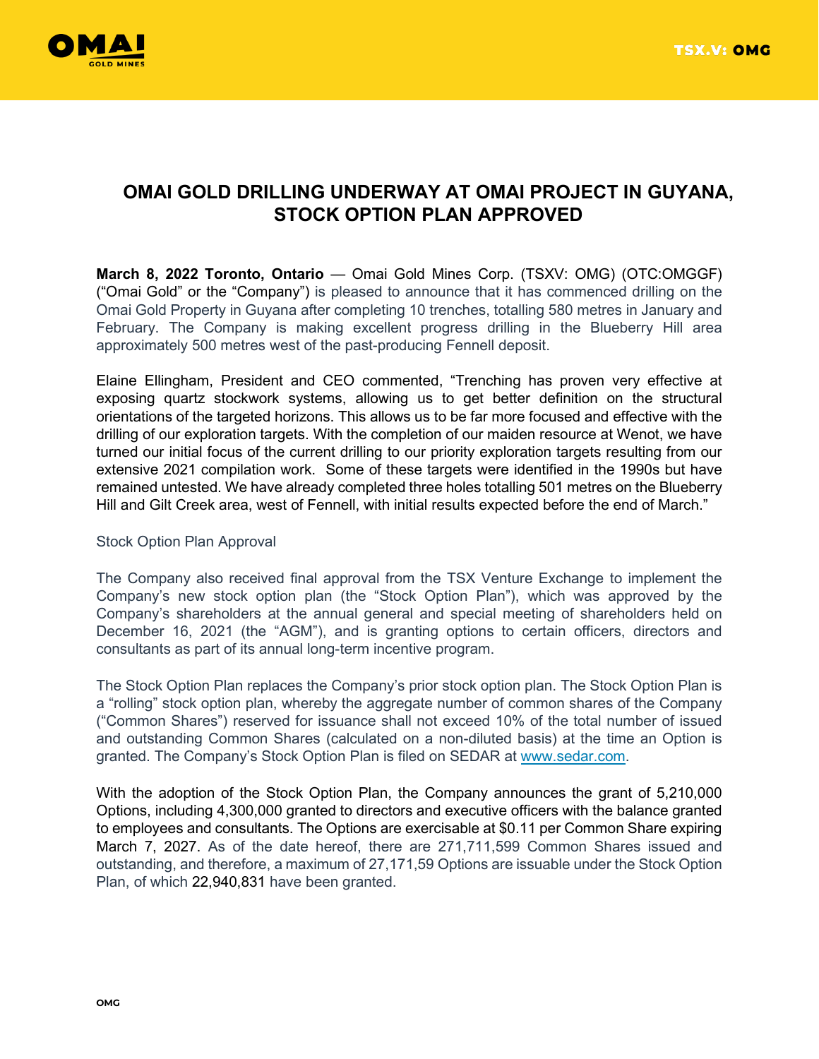# OMAI GOLD DRILLING UNDERWAY AT OMAI PROJECT IN GUYANA, STOCK OPTION PLAN APPROVED

**March 8, 2022 Toronto, Ontario** — Omai Gold Mines Corp. (TSXV: OMG) (OTC:OMGGF) ("Omai Gold" or the "Company") is pleased to announce that it has commenced drilling on the Omai Gold Property in Guyana after completing 10 trenches, totalling 580 metres in January and February. The Company is making excellent progress drilling in the Blueberry Hill area approximately 500 metres west of the past-producing Fennell deposit.

Elaine Ellingham, President and CEO commented, "Trenching has proven very effective at exposing quartz stockwork systems, allowing us to get better definition on the structural orientations of the targeted horizons. This allows us to be far more focused and effective with the drilling of our exploration targets. With the completion of our maiden resource at Wenot, we have turned our initial focus of the current drilling to our priority exploration targets resulting from our extensive 2021 compilation work. Some of these targets were identified in the 1990s but have remained untested. We have already completed three holes totalling 501 metres on the Blueberry Hill and Gilt Creek area, west of Fennell, with initial results expected before the end of March."

Stock Option Plan Approval

The Company also received final approval from the TSX Venture Exchange to implement the Company's new stock option plan (the "Stock Option Plan"), which was approved by the Company's shareholders at the annual general and special meeting of shareholders held on December 16, 2021 (the "AGM"), and is granting options to certain officers, directors and consultants as part of its annual long-term incentive program.

The Stock Option Plan replaces the Company's prior stock option plan. The Stock Option Plan is a "rolling" stock option plan, whereby the aggregate number of common shares of the Company ("Common Shares") reserved for issuance shall not exceed 10% of the total number of issued and outstanding Common Shares (calculated on a non-diluted basis) at the time an Option is granted. The Company's Stock Option Plan is filed on SEDAR at www.sedar.com.

With the adoption of the Stock Option Plan, the Company announces the grant of 5,210,000 Options, including 4,300,000 granted to directors and executive officers with the balance granted to employees and consultants. The Options are exercisable at $0.11 per Common Share expiring March 7, 2027. As of the date hereof, there are 271,711,599 Common Shares issued and outstanding, and therefore, a maximum of 27,171,59 Options are issuable under the Stock Option Plan, of which 22,940,831 have been granted.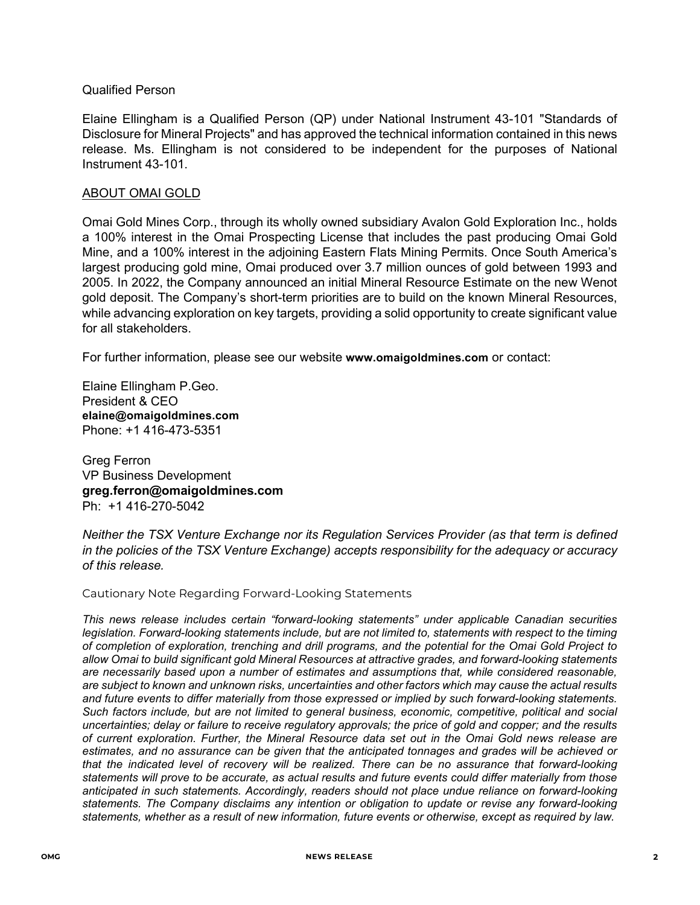## Qualified Person

Elaine Ellingham is a Qualified Person (QP) under National Instrument 43-101 "Standards of Disclosure for Mineral Projects" and has approved the technical information contained in this news release. Ms. Ellingham is not considered to be independent for the purposes of National Instrument 43-101.

## ABOUT OMAI GOLD

Omai Gold Mines Corp., through its wholly owned subsidiary Avalon Gold Exploration Inc., holds a 100% interest in the Omai Prospecting License that includes the past producing Omai Gold Mine, and a 100% interest in the adjoining Eastern Flats Mining Permits. Once South America's largest producing gold mine, Omai produced over 3.7 million ounces of gold between 1993 and 2005. In 2022, the Company announced an initial Mineral Resource Estimate on the new Wenot gold deposit. The Company's short-term priorities are to build on the known Mineral Resources, while advancing exploration on key targets, providing a solid opportunity to create significant value for all stakeholders.

For further information, please see our website **www.omaigoldmines.com** or contact:

Elaine Ellingham P.Geo.
President & CEO
**elaine@omaigoldmines.com**
Phone: +1 416-473-5351

Greg Ferron
VP Business Development
**greg.ferron@omaigoldmines.com**
Ph: +1 416-270-5042

*Neither the TSX Venture Exchange nor its Regulation Services Provider (as that term is defined in the policies of the TSX Venture Exchange) accepts responsibility for the adequacy or accuracy of this release.*

## Cautionary Note Regarding Forward-Looking Statements

*This news release includes certain "forward-looking statements" under applicable Canadian securities legislation. Forward-looking statements include, but are not limited to, statements with respect to the timing of completion of exploration, trenching and drill programs, and the potential for the Omai Gold Project to allow Omai to build significant gold Mineral Resources at attractive grades, and forward-looking statements are necessarily based upon a number of estimates and assumptions that, while considered reasonable, are subject to known and unknown risks, uncertainties and other factors which may cause the actual results and future events to differ materially from those expressed or implied by such forward-looking statements. Such factors include, but are not limited to general business, economic, competitive, political and social uncertainties; delay or failure to receive regulatory approvals; the price of gold and copper; and the results of current exploration. Further, the Mineral Resource data set out in the Omai Gold news release are estimates, and no assurance can be given that the anticipated tonnages and grades will be achieved or that the indicated level of recovery will be realized. There can be no assurance that forward-looking statements will prove to be accurate, as actual results and future events could differ materially from those anticipated in such statements. Accordingly, readers should not place undue reliance on forward-looking statements. The Company disclaims any intention or obligation to update or revise any forward-looking statements, whether as a result of new information, future events or otherwise, except as required by law.*